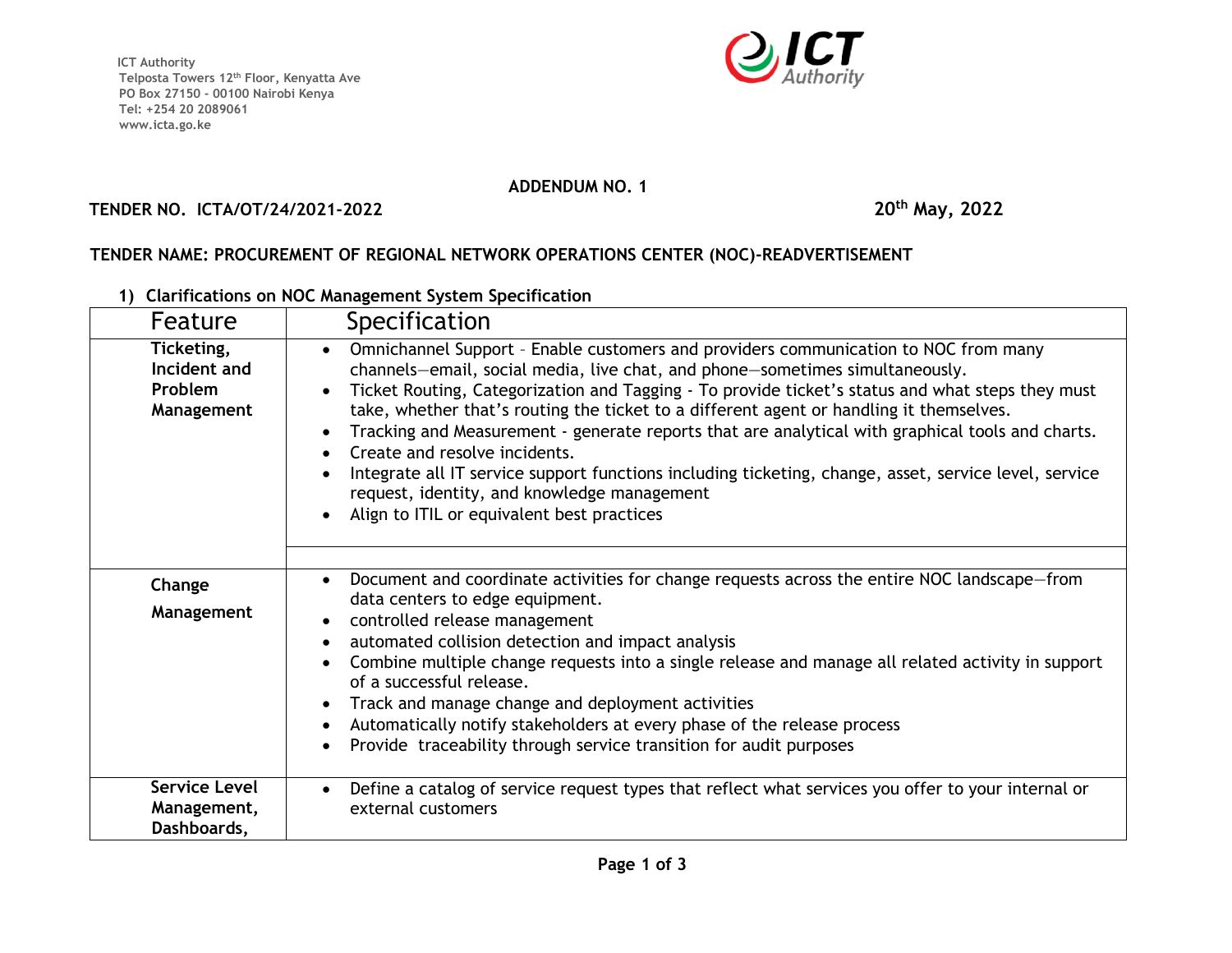ICT Authority
Telposta Towers 12th Floor, Kenyatta Ave
PO Box 27150 - 00100 Nairobi Kenya
Tel: +254 20 2089061
www.icta.go.ke

**ADDENDUM NO. 1**

**TENDER NO. ICTA/OT/24/2021-2022** **20th May, 2022**

**TENDER NAME: PROCUREMENT OF REGIONAL NETWORK OPERATIONS CENTER (NOC)-READVERTISEMENT**

**1) Clarifications on NOC Management System Specification**

| Feature | Specification |
|---|---|
| **Ticketing, Incident and Problem Management** | • Omnichannel Support – Enable customers and providers communication to NOC from many channels—email, social media, live chat, and phone—sometimes simultaneously.<br>• Ticket Routing, Categorization and Tagging - To provide ticket's status and what steps they must take, whether that's routing the ticket to a different agent or handling it themselves.<br>• Tracking and Measurement - generate reports that are analytical with graphical tools and charts.<br>• Create and resolve incidents.<br>• Integrate all IT service support functions including ticketing, change, asset, service level, service request, identity, and knowledge management<br>• Align to ITIL or equivalent best practices |
| **Change Management** | • Document and coordinate activities for change requests across the entire NOC landscape—from data centers to edge equipment.<br>• controlled release management<br>• automated collision detection and impact analysis<br>• Combine multiple change requests into a single release and manage all related activity in support of a successful release.<br>• Track and manage change and deployment activities<br>• Automatically notify stakeholders at every phase of the release process<br>• Provide traceability through service transition for audit purposes |
| **Service Level Management, Dashboards,** | • Define a catalog of service request types that reflect what services you offer to your internal or external customers |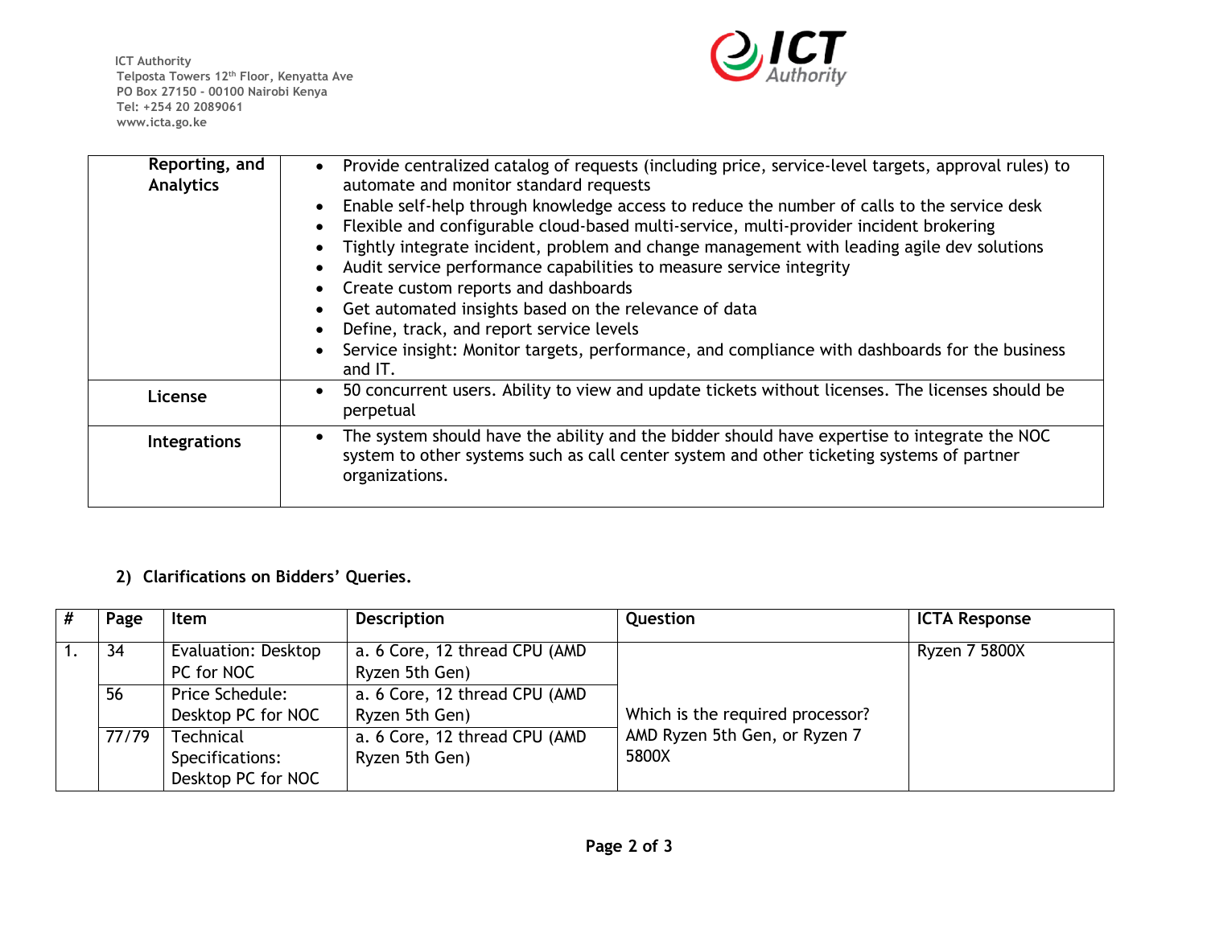| | |
|---|---|
| **Reporting, and Analytics** | • Provide centralized catalog of requests (including price, service-level targets, approval rules) to automate and monitor standard requests<br>• Enable self-help through knowledge access to reduce the number of calls to the service desk<br>• Flexible and configurable cloud-based multi-service, multi-provider incident brokering<br>• Tightly integrate incident, problem and change management with leading agile dev solutions<br>• Audit service performance capabilities to measure service integrity<br>• Create custom reports and dashboards<br>• Get automated insights based on the relevance of data<br>• Define, track, and report service levels<br>• Service insight: Monitor targets, performance, and compliance with dashboards for the business and IT. |
| **License** | • 50 concurrent users. Ability to view and update tickets without licenses. The licenses should be perpetual |
| **Integrations** | • The system should have the ability and the bidder should have expertise to integrate the NOC system to other systems such as call center system and other ticketing systems of partner organizations. |

## 2) Clarifications on Bidders' Queries.

| # | Page | Item | Description | Question | ICTA Response |
|---|---|---|---|---|---|
| 1. | 34 | Evaluation: Desktop PC for NOC | a. 6 Core, 12 thread CPU (AMD Ryzen 5th Gen) | Which is the required processor? AMD Ryzen 5th Gen, or Ryzen 7 5800X | Ryzen 7 5800X |
| | 56 | Price Schedule: Desktop PC for NOC | a. 6 Core, 12 thread CPU (AMD Ryzen 5th Gen) | | |
| | 77/79 | Technical Specifications: Desktop PC for NOC | a. 6 Core, 12 thread CPU (AMD Ryzen 5th Gen) | | |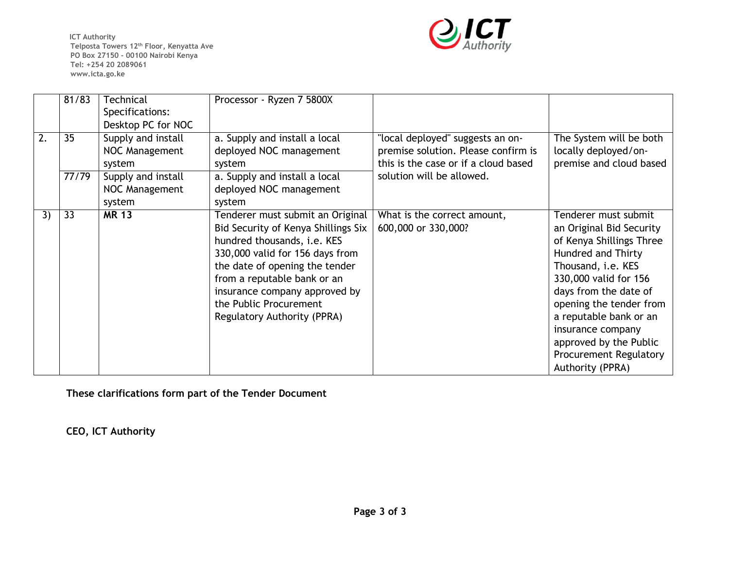ICT Authority
Telposta Towers 12th Floor, Kenyatta Ave
PO Box 27150 - 00100 Nairobi Kenya
Tel: +254 20 2089061
www.icta.go.ke

| | | | | | |
|---|---|---|---|---|---|
| | 81/83 | Technical Specifications: Desktop PC for NOC | Processor - Ryzen 7 5800X | | |
| 2. | 35 | Supply and install NOC Management system | a. Supply and install a local deployed NOC management system | "local deployed" suggests an on-premise solution. Please confirm is this is the case or if a cloud based solution will be allowed. | The System will be both locally deployed/on-premise and cloud based |
| | 77/79 | Supply and install NOC Management system | a. Supply and install a local deployed NOC management system | | |
| 3) | 33 | **MR 13** | Tenderer must submit an Original Bid Security of Kenya Shillings Six hundred thousands, i.e. KES 330,000 valid for 156 days from the date of opening the tender from a reputable bank or an insurance company approved by the Public Procurement Regulatory Authority (PPRA) | What is the correct amount, 600,000 or 330,000? | Tenderer must submit an Original Bid Security of Kenya Shillings Three Hundred and Thirty Thousand, i.e. KES 330,000 valid for 156 days from the date of opening the tender from a reputable bank or an insurance company approved by the Public Procurement Regulatory Authority (PPRA) |

**These clarifications form part of the Tender Document**

**CEO, ICT Authority**